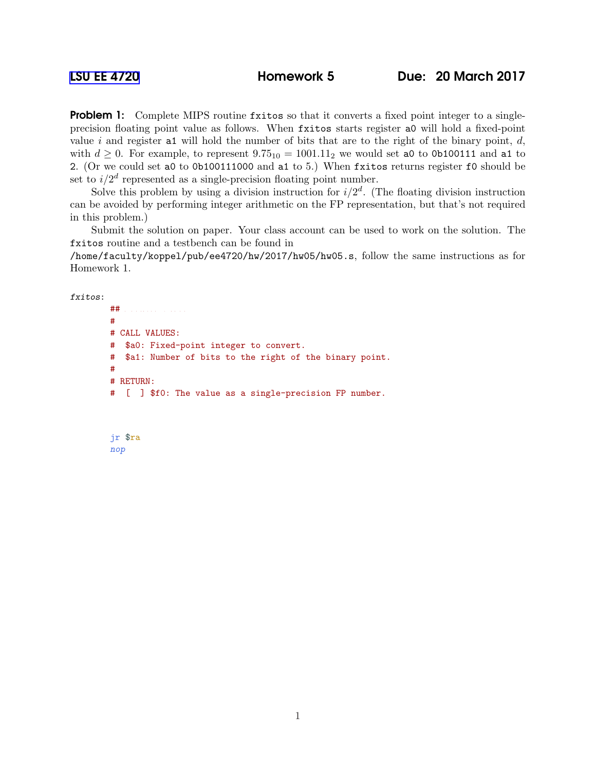# LSU EE 4720 Homework 5 Due: 20 March 2017

**Problem 1:** Complete MIPS routine `fxitos` so that it converts a fixed point integer to a single-precision floating point value as follows. When `fxitos` starts register `a0` will hold a fixed-point value $i$ and register `a1` will hold the number of bits that are to the right of the binary point, $d$, with $d \geq 0$. For example, to represent $9.75_{10} = 1001.11_2$ we would set `a0` to `0b100111` and `a1` to `2`. (Or we could set `a0` to `0b100111000` and `a1` to `5`.) When `fxitos` returns register `f0` should be set to $i/2^d$ represented as a single-precision floating point number.

Solve this problem by using a division instruction for $i/2^d$. (The floating division instruction can be avoided by performing integer arithmetic on the FP representation, but that's not required in this problem.)

Submit the solution on paper. Your class account can be used to work on the solution. The `fxitos` routine and a testbench can be found in `/home/faculty/koppel/pub/ee4720/hw/2017/hw05/hw05.s`, follow the same instructions as for Homework 1.

```
fxitos:
        ## 
        #
        # CALL VALUES:
        #  $a0: Fixed-point integer to convert.
        #  $a1: Number of bits to the right of the binary point.
        #
        # RETURN:
        #  [ ] $f0: The value as a single-precision FP number.



        jr $ra
        nop
```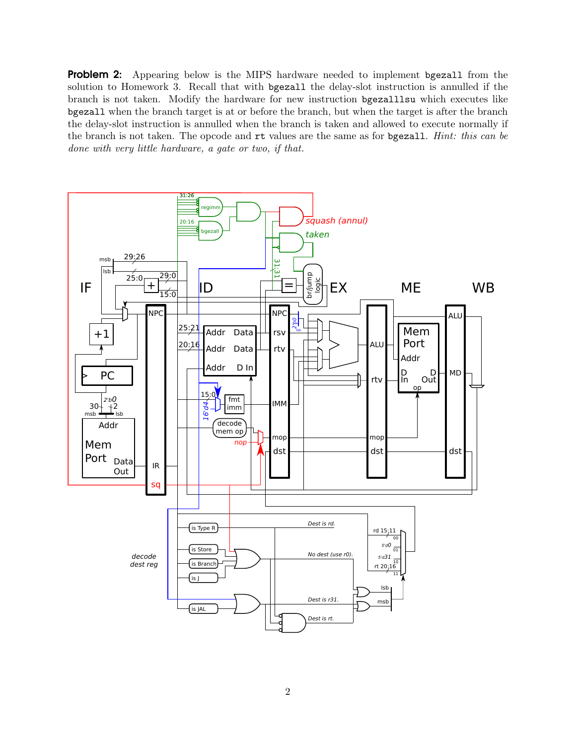**Problem 2:** Appearing below is the MIPS hardware needed to implement `bgezall` from the solution to Homework 3. Recall that with `bgezall` the delay-slot instruction is annulled if the branch is not taken. Modify the hardware for new instruction `bgezalllsu` which executes like `bgezall` when the branch target is at or before the branch, but when the target is after the branch the delay-slot instruction is annulled when the branch is taken and allowed to execute normally if the branch is not taken. The opcode and `rt` values are the same as for `bgezall`. *Hint: this can be done with very little hardware, a gate or two, if that.*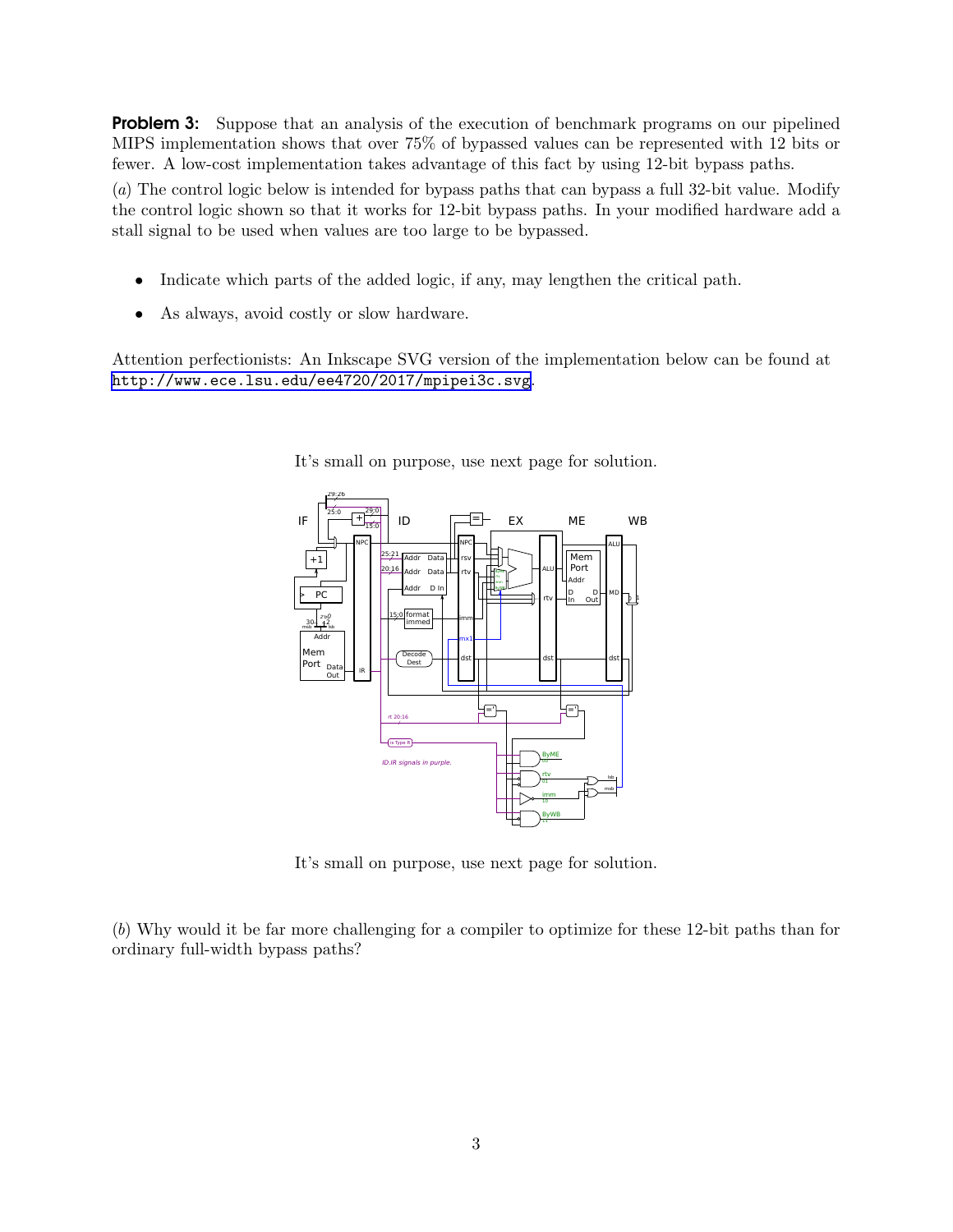**Problem 3:** Suppose that an analysis of the execution of benchmark programs on our pipelined MIPS implementation shows that over 75% of bypassed values can be represented with 12 bits or fewer. A low-cost implementation takes advantage of this fact by using 12-bit bypass paths.

(*a*) The control logic below is intended for bypass paths that can bypass a full 32-bit value. Modify the control logic shown so that it works for 12-bit bypass paths. In your modified hardware add a stall signal to be used when values are too large to be bypassed.

- Indicate which parts of the added logic, if any, may lengthen the critical path.
- As always, avoid costly or slow hardware.

Attention perfectionists: An Inkscape SVG version of the implementation below can be found at http://www.ece.lsu.edu/ee4720/2017/mpipei3c.svg.

It's small on purpose, use next page for solution.

It's small on purpose, use next page for solution.

(*b*) Why would it be far more challenging for a compiler to optimize for these 12-bit paths than for ordinary full-width bypass paths?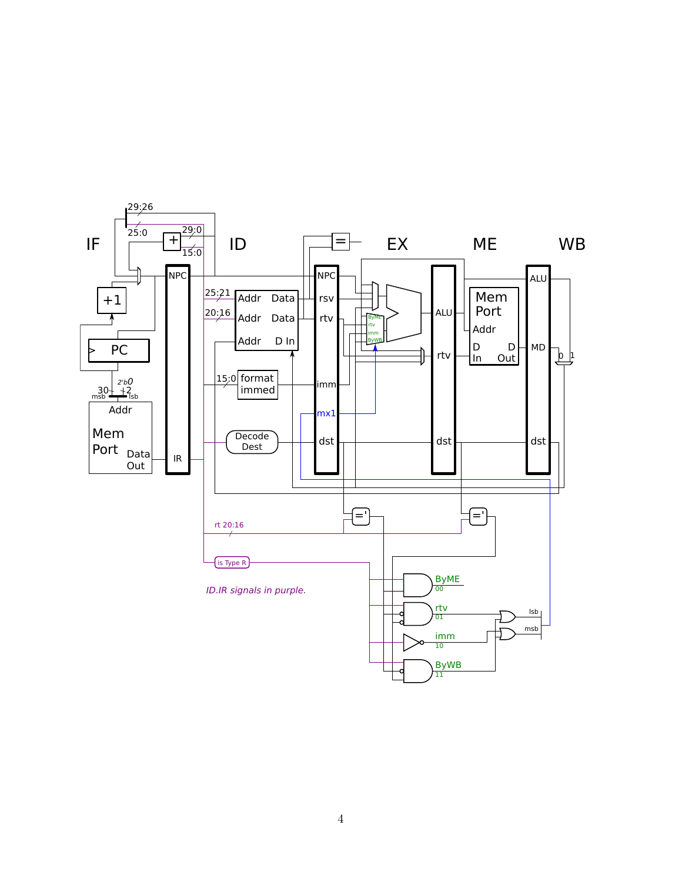IF

ID

EX

ME

WB

29:26

25:0

29:0

15:0

NPC

+1

PC

30
msb

2'b0

+2

lsb

Addr

Mem
Port

Data
Out

IR

25:21

20:16

Addr Data

Addr Data

Addr D In

15:0

format
immed

Decode
Dest

NPC

rsv

rtv

imm

mx1

dst

=

ByME
rtv
imm
ByWB

ALU

rtv

dst

Mem
Port

Addr

D In

D Out

ALU

MD

dst

0 1

='

='

rt 20:16

is Type R

*ID.IR signals in purple.*

ByME
00

rtv
01

imm
10

ByWB
11

lsb

msb